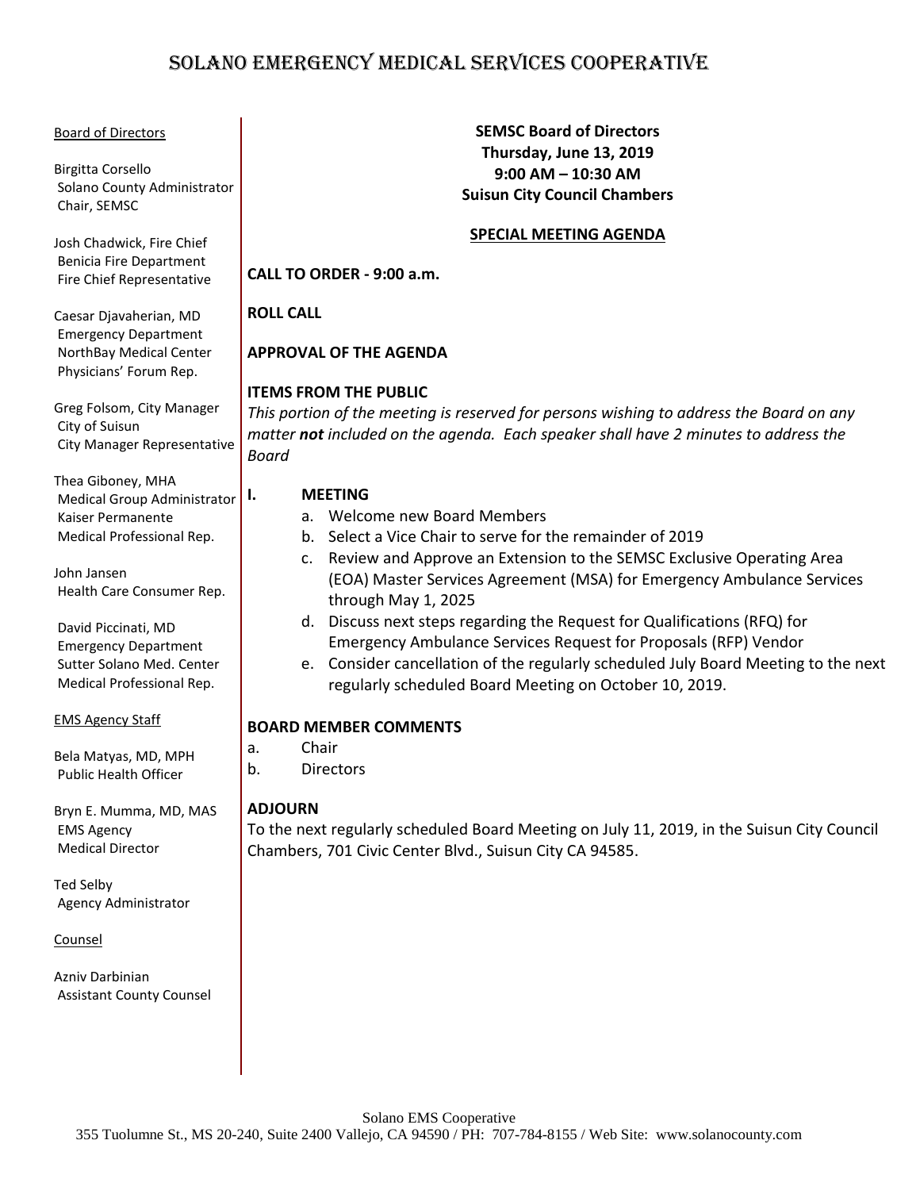# SOLANO EMERGENCY MEDICAL SERVICES COOPERATIVE

Board of Directors

Birgitta Corsello
Solano County Administrator
Chair, SEMSC

Josh Chadwick, Fire Chief
Benicia Fire Department
Fire Chief Representative

Caesar Djavaherian, MD
Emergency Department
NorthBay Medical Center
Physicians' Forum Rep.

Greg Folsom, City Manager
City of Suisun
City Manager Representative

Thea Giboney, MHA
Medical Group Administrator
Kaiser Permanente
Medical Professional Rep.

John Jansen
Health Care Consumer Rep.

David Piccinati, MD
Emergency Department
Sutter Solano Med. Center
Medical Professional Rep.

EMS Agency Staff

Bela Matyas, MD, MPH
Public Health Officer

Bryn E. Mumma, MD, MAS
EMS Agency
Medical Director

Ted Selby
Agency Administrator

Counsel

Azniv Darbinian
Assistant County Counsel

**SEMSC Board of Directors**
**Thursday, June 13, 2019**
**9:00 AM – 10:30 AM**
**Suisun City Council Chambers**

## SPECIAL MEETING AGENDA

**CALL TO ORDER - 9:00 a.m.**

**ROLL CALL**

**APPROVAL OF THE AGENDA**

**ITEMS FROM THE PUBLIC**

*This portion of the meeting is reserved for persons wishing to address the Board on any matter **not** included on the agenda. Each speaker shall have 2 minutes to address the Board*

**I. MEETING**

a. Welcome new Board Members
b. Select a Vice Chair to serve for the remainder of 2019
c. Review and Approve an Extension to the SEMSC Exclusive Operating Area (EOA) Master Services Agreement (MSA) for Emergency Ambulance Services through May 1, 2025
d. Discuss next steps regarding the Request for Qualifications (RFQ) for Emergency Ambulance Services Request for Proposals (RFP) Vendor
e. Consider cancellation of the regularly scheduled July Board Meeting to the next regularly scheduled Board Meeting on October 10, 2019.

**BOARD MEMBER COMMENTS**

a. Chair
b. Directors

**ADJOURN**

To the next regularly scheduled Board Meeting on July 11, 2019, in the Suisun City Council Chambers, 701 Civic Center Blvd., Suisun City CA 94585.

Solano EMS Cooperative
355 Tuolumne St., MS 20-240, Suite 2400 Vallejo, CA 94590 / PH: 707-784-8155 / Web Site: www.solanocounty.com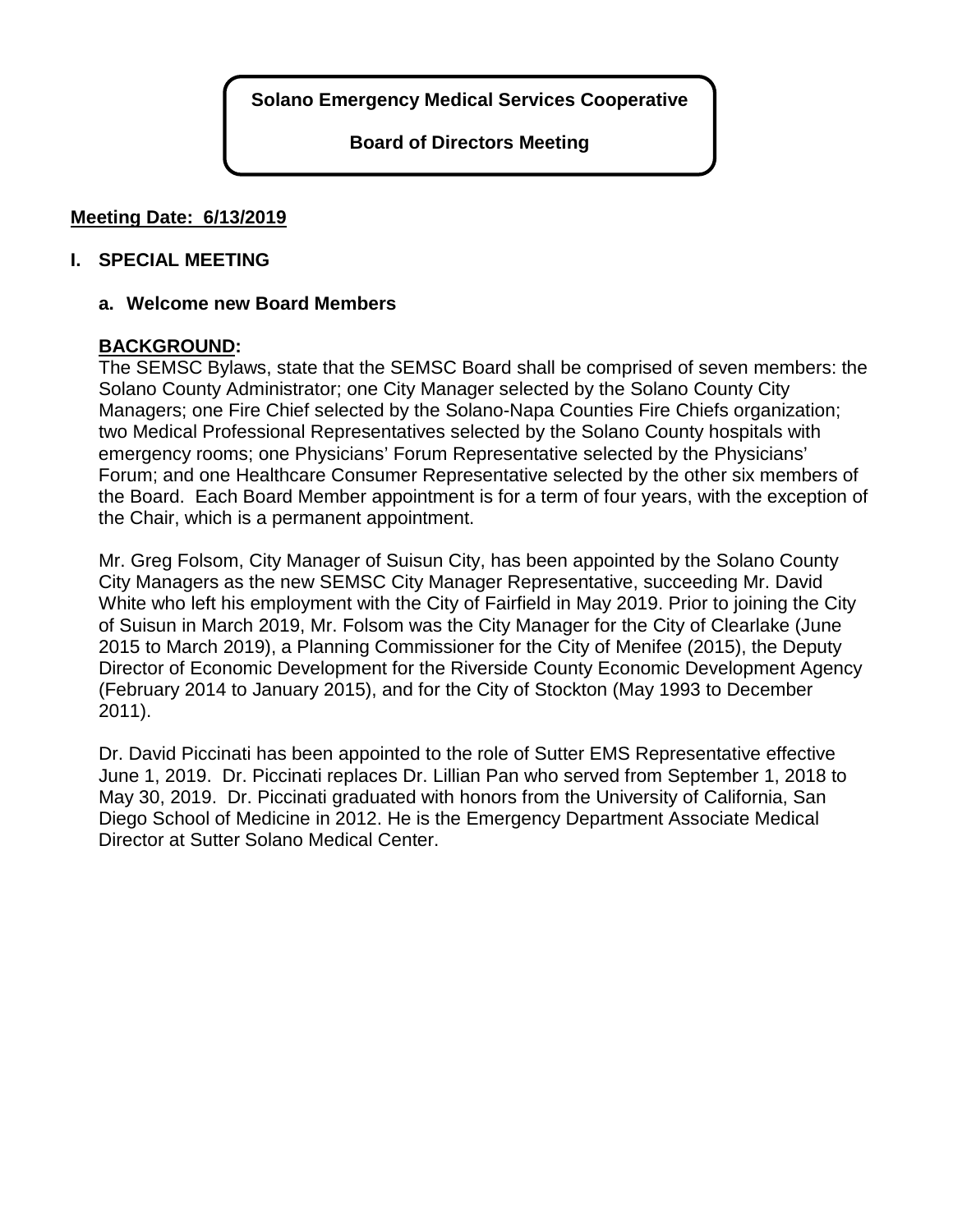**Solano Emergency Medical Services Cooperative**

**Board of Directors Meeting**

**Meeting Date: 6/13/2019**

## I. SPECIAL MEETING

### a. Welcome new Board Members

**BACKGROUND:**

The SEMSC Bylaws, state that the SEMSC Board shall be comprised of seven members: the Solano County Administrator; one City Manager selected by the Solano County City Managers; one Fire Chief selected by the Solano-Napa Counties Fire Chiefs organization; two Medical Professional Representatives selected by the Solano County hospitals with emergency rooms; one Physicians' Forum Representative selected by the Physicians' Forum; and one Healthcare Consumer Representative selected by the other six members of the Board. Each Board Member appointment is for a term of four years, with the exception of the Chair, which is a permanent appointment.

Mr. Greg Folsom, City Manager of Suisun City, has been appointed by the Solano County City Managers as the new SEMSC City Manager Representative, succeeding Mr. David White who left his employment with the City of Fairfield in May 2019. Prior to joining the City of Suisun in March 2019, Mr. Folsom was the City Manager for the City of Clearlake (June 2015 to March 2019), a Planning Commissioner for the City of Menifee (2015), the Deputy Director of Economic Development for the Riverside County Economic Development Agency (February 2014 to January 2015), and for the City of Stockton (May 1993 to December 2011).

Dr. David Piccinati has been appointed to the role of Sutter EMS Representative effective June 1, 2019. Dr. Piccinati replaces Dr. Lillian Pan who served from September 1, 2018 to May 30, 2019. Dr. Piccinati graduated with honors from the University of California, San Diego School of Medicine in 2012. He is the Emergency Department Associate Medical Director at Sutter Solano Medical Center.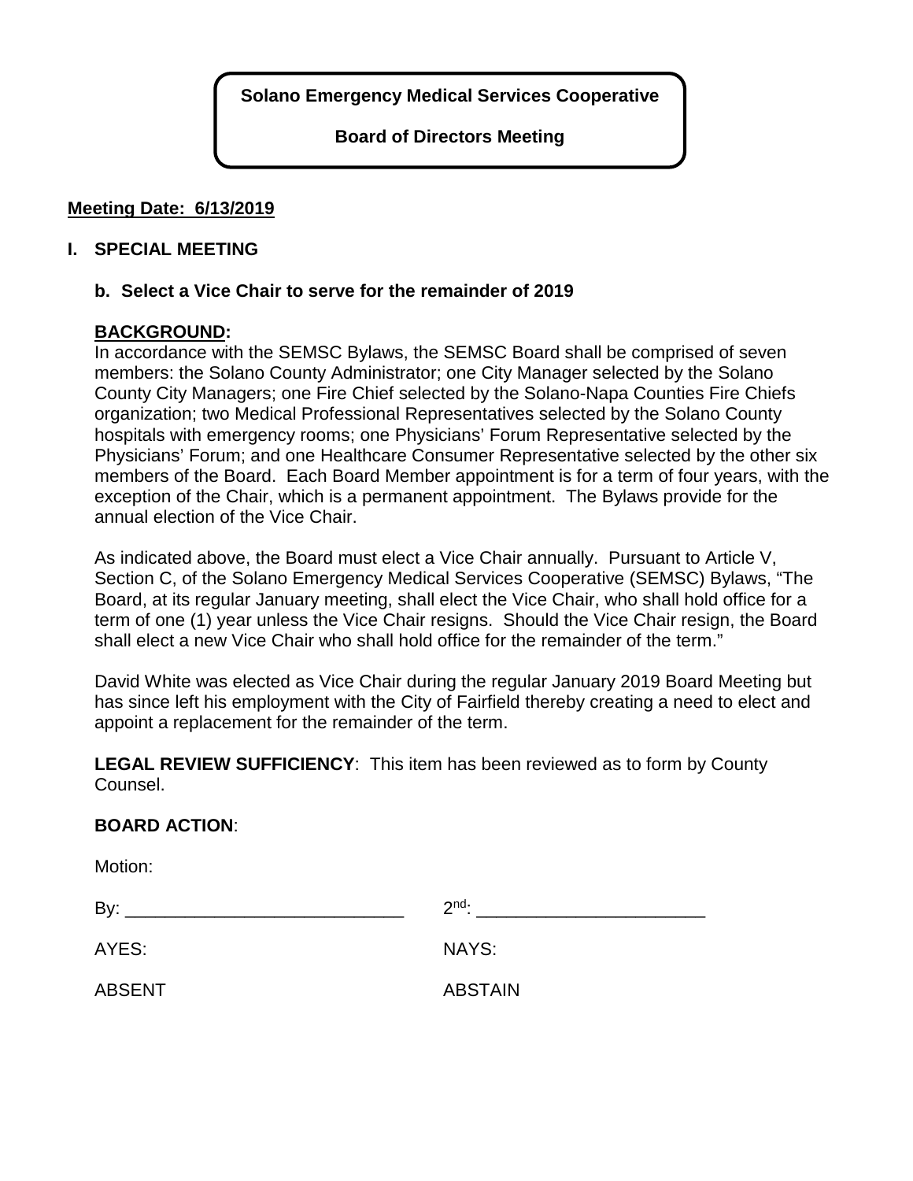**Solano Emergency Medical Services Cooperative**

**Board of Directors Meeting**

**Meeting Date: 6/13/2019**

## I. SPECIAL MEETING

### b. Select a Vice Chair to serve for the remainder of 2019

**BACKGROUND:**

In accordance with the SEMSC Bylaws, the SEMSC Board shall be comprised of seven members: the Solano County Administrator; one City Manager selected by the Solano County City Managers; one Fire Chief selected by the Solano-Napa Counties Fire Chiefs organization; two Medical Professional Representatives selected by the Solano County hospitals with emergency rooms; one Physicians' Forum Representative selected by the Physicians' Forum; and one Healthcare Consumer Representative selected by the other six members of the Board. Each Board Member appointment is for a term of four years, with the exception of the Chair, which is a permanent appointment. The Bylaws provide for the annual election of the Vice Chair.

As indicated above, the Board must elect a Vice Chair annually. Pursuant to Article V, Section C, of the Solano Emergency Medical Services Cooperative (SEMSC) Bylaws, "The Board, at its regular January meeting, shall elect the Vice Chair, who shall hold office for a term of one (1) year unless the Vice Chair resigns. Should the Vice Chair resign, the Board shall elect a new Vice Chair who shall hold office for the remainder of the term."

David White was elected as Vice Chair during the regular January 2019 Board Meeting but has since left his employment with the City of Fairfield thereby creating a need to elect and appoint a replacement for the remainder of the term.

**LEGAL REVIEW SUFFICIENCY**: This item has been reviewed as to form by County Counsel.

**BOARD ACTION**:

Motion:

By: ____________________________ 2nd: _______________________

AYES: NAYS:

ABSENT ABSTAIN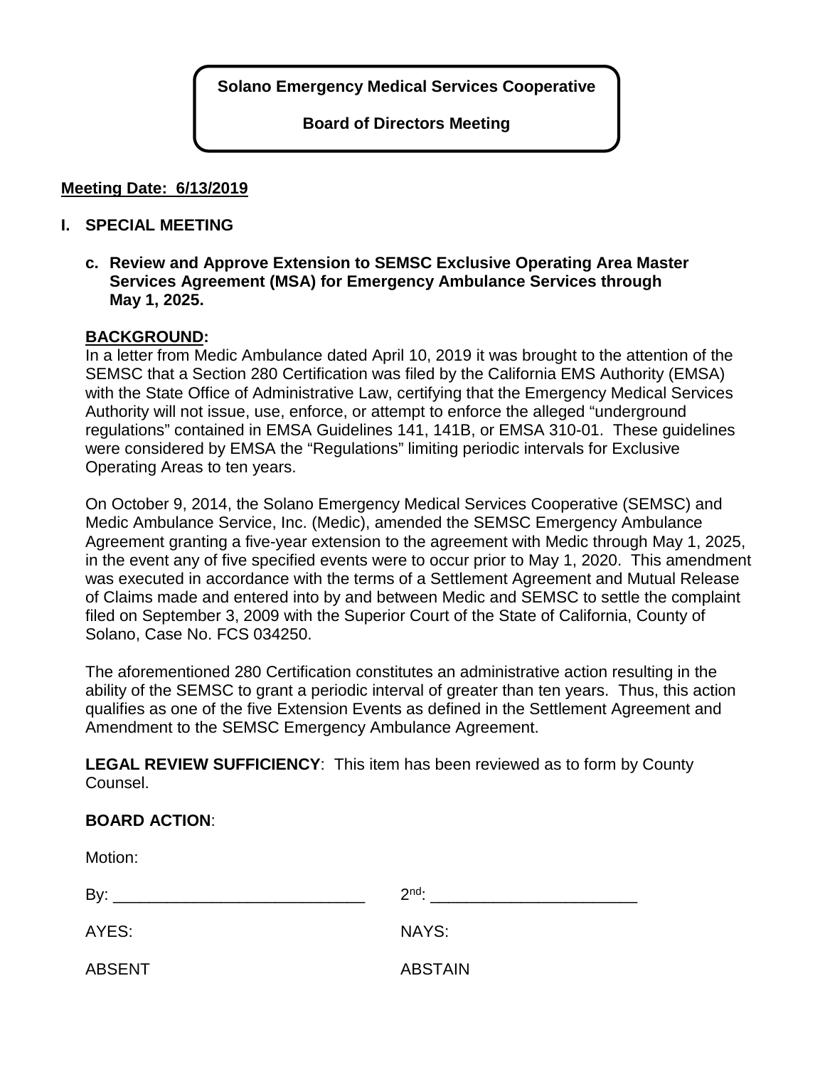**Solano Emergency Medical Services Cooperative**

**Board of Directors Meeting**

**Meeting Date: 6/13/2019**

## I. SPECIAL MEETING

**c. Review and Approve Extension to SEMSC Exclusive Operating Area Master Services Agreement (MSA) for Emergency Ambulance Services through May 1, 2025.**

**BACKGROUND:**
In a letter from Medic Ambulance dated April 10, 2019 it was brought to the attention of the SEMSC that a Section 280 Certification was filed by the California EMS Authority (EMSA) with the State Office of Administrative Law, certifying that the Emergency Medical Services Authority will not issue, use, enforce, or attempt to enforce the alleged "underground regulations" contained in EMSA Guidelines 141, 141B, or EMSA 310-01. These guidelines were considered by EMSA the "Regulations" limiting periodic intervals for Exclusive Operating Areas to ten years.

On October 9, 2014, the Solano Emergency Medical Services Cooperative (SEMSC) and Medic Ambulance Service, Inc. (Medic), amended the SEMSC Emergency Ambulance Agreement granting a five-year extension to the agreement with Medic through May 1, 2025, in the event any of five specified events were to occur prior to May 1, 2020. This amendment was executed in accordance with the terms of a Settlement Agreement and Mutual Release of Claims made and entered into by and between Medic and SEMSC to settle the complaint filed on September 3, 2009 with the Superior Court of the State of California, County of Solano, Case No. FCS 034250.

The aforementioned 280 Certification constitutes an administrative action resulting in the ability of the SEMSC to grant a periodic interval of greater than ten years. Thus, this action qualifies as one of the five Extension Events as defined in the Settlement Agreement and Amendment to the SEMSC Emergency Ambulance Agreement.

**LEGAL REVIEW SUFFICIENCY**: This item has been reviewed as to form by County Counsel.

**BOARD ACTION**:

Motion:

By: ____________________________ 2nd: _______________________

AYES: NAYS:

ABSENT ABSTAIN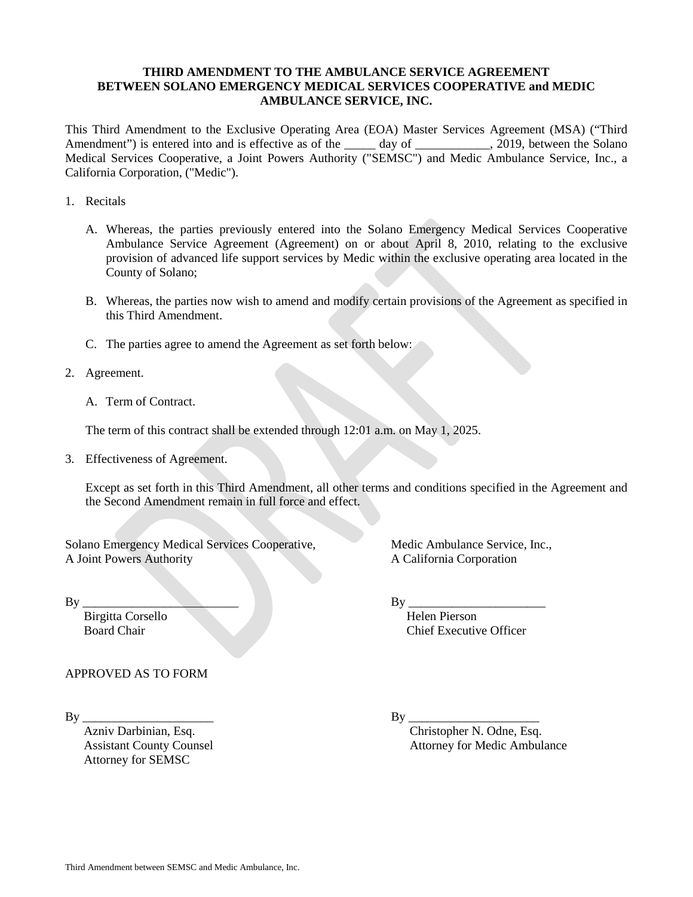**THIRD AMENDMENT TO THE AMBULANCE SERVICE AGREEMENT BETWEEN SOLANO EMERGENCY MEDICAL SERVICES COOPERATIVE and MEDIC AMBULANCE SERVICE, INC.**

This Third Amendment to the Exclusive Operating Area (EOA) Master Services Agreement (MSA) ("Third Amendment") is entered into and is effective as of the _____ day of ____________, 2019, between the Solano Medical Services Cooperative, a Joint Powers Authority ("SEMSC") and Medic Ambulance Service, Inc., a California Corporation, ("Medic").

1. Recitals

   A. Whereas, the parties previously entered into the Solano Emergency Medical Services Cooperative Ambulance Service Agreement (Agreement) on or about April 8, 2010, relating to the exclusive provision of advanced life support services by Medic within the exclusive operating area located in the County of Solano;

   B. Whereas, the parties now wish to amend and modify certain provisions of the Agreement as specified in this Third Amendment.

   C. The parties agree to amend the Agreement as set forth below:

2. Agreement.

   A. Term of Contract.

   The term of this contract shall be extended through 12:01 a.m. on May 1, 2025.

3. Effectiveness of Agreement.

   Except as set forth in this Third Amendment, all other terms and conditions specified in the Agreement and the Second Amendment remain in full force and effect.

Solano Emergency Medical Services Cooperative,
A Joint Powers Authority

By __________________________
Birgitta Corsello
Board Chair

Medic Ambulance Service, Inc.,
A California Corporation

By ______________________
Helen Pierson
Chief Executive Officer

APPROVED AS TO FORM

By _____________________
Azniv Darbinian, Esq.
Assistant County Counsel
Attorney for SEMSC

By _____________________
Christopher N. Odne, Esq.
Attorney for Medic Ambulance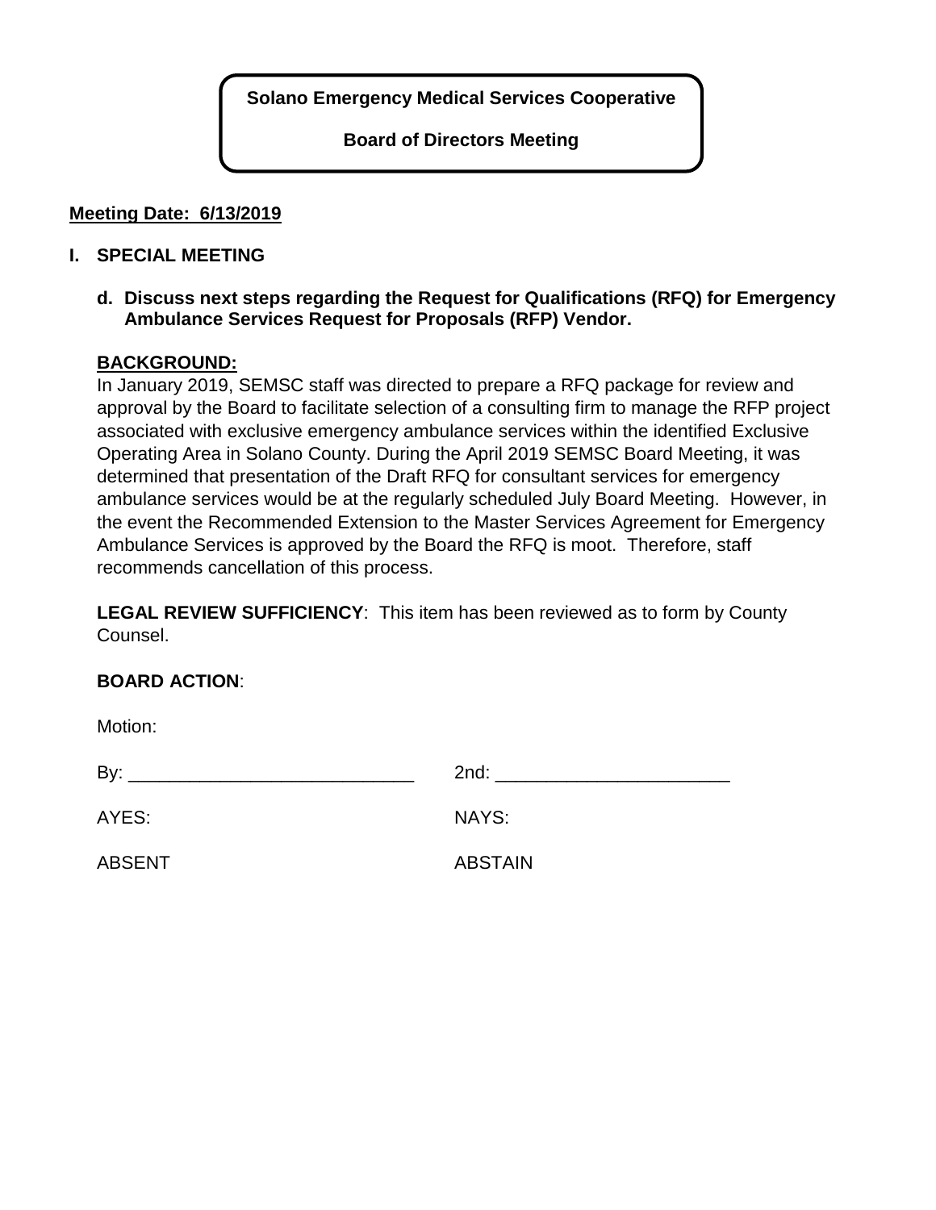**Solano Emergency Medical Services Cooperative**

**Board of Directors Meeting**

**Meeting Date: 6/13/2019**

**I. SPECIAL MEETING**

**d. Discuss next steps regarding the Request for Qualifications (RFQ) for Emergency Ambulance Services Request for Proposals (RFP) Vendor.**

**BACKGROUND:**

In January 2019, SEMSC staff was directed to prepare a RFQ package for review and approval by the Board to facilitate selection of a consulting firm to manage the RFP project associated with exclusive emergency ambulance services within the identified Exclusive Operating Area in Solano County. During the April 2019 SEMSC Board Meeting, it was determined that presentation of the Draft RFQ for consultant services for emergency ambulance services would be at the regularly scheduled July Board Meeting. However, in the event the Recommended Extension to the Master Services Agreement for Emergency Ambulance Services is approved by the Board the RFQ is moot. Therefore, staff recommends cancellation of this process.

**LEGAL REVIEW SUFFICIENCY**: This item has been reviewed as to form by County Counsel.

**BOARD ACTION**:

Motion:

By: ____________________________ 2nd: _______________________

AYES: NAYS:

ABSENT ABSTAIN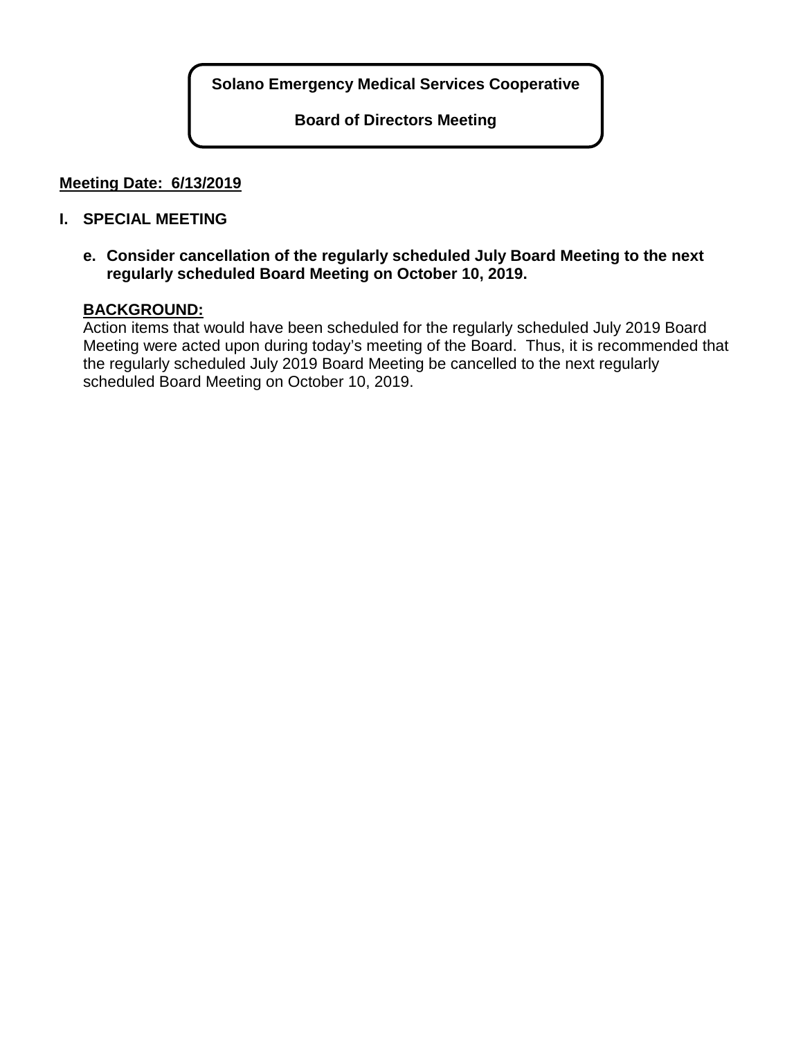**Solano Emergency Medical Services Cooperative**

**Board of Directors Meeting**

**Meeting Date: 6/13/2019**

**I. SPECIAL MEETING**

**e. Consider cancellation of the regularly scheduled July Board Meeting to the next regularly scheduled Board Meeting on October 10, 2019.**

**BACKGROUND:**
Action items that would have been scheduled for the regularly scheduled July 2019 Board Meeting were acted upon during today's meeting of the Board. Thus, it is recommended that the regularly scheduled July 2019 Board Meeting be cancelled to the next regularly scheduled Board Meeting on October 10, 2019.